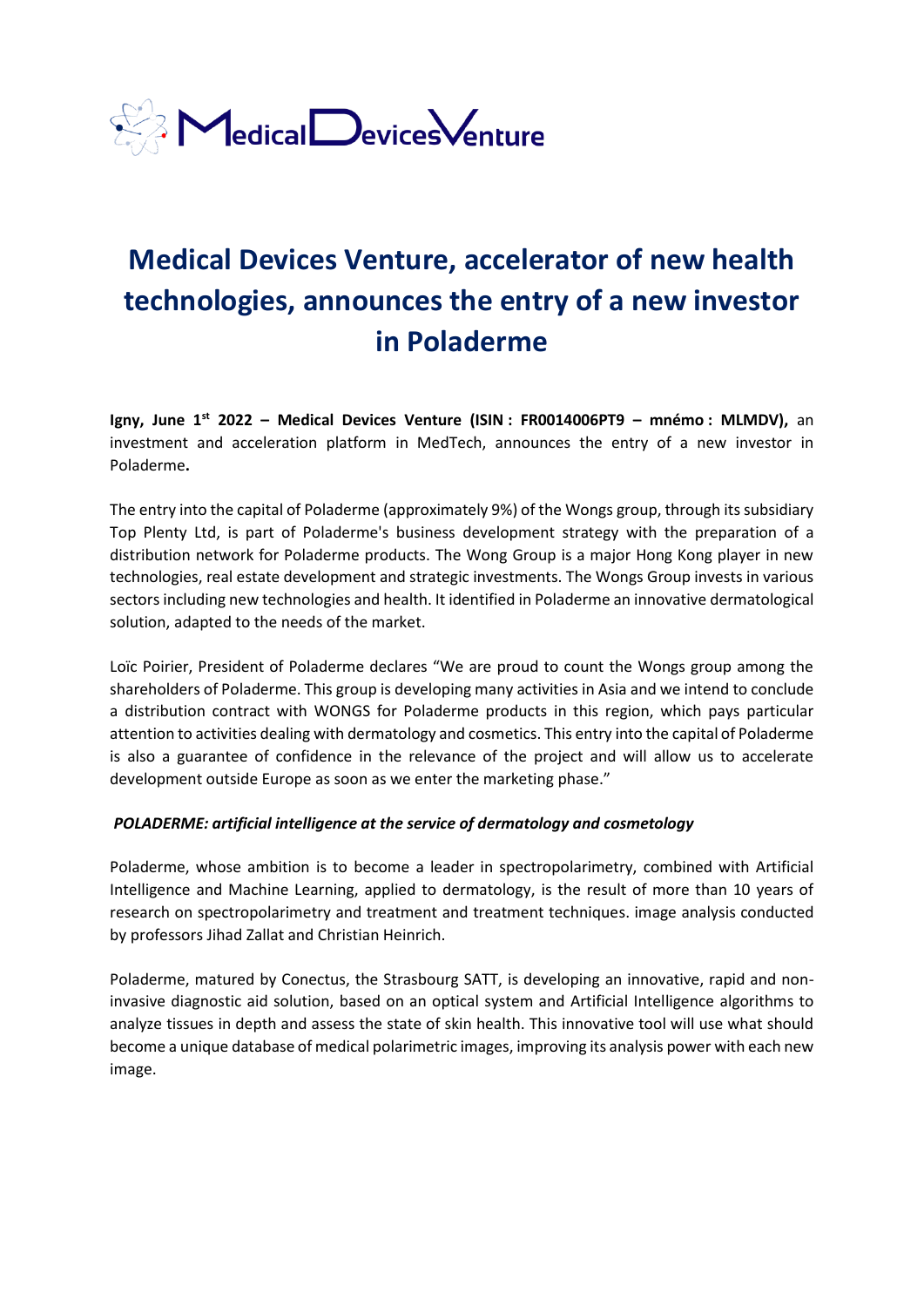# Medical Devices Venture, accelerator of new health technologies, announces the entry of a new investor in Poladerme

**Igny, June 1st 2022 – Medical Devices Venture (ISIN : FR0014006PT9 – mnémo : MLMDV),** an investment and acceleration platform in MedTech, announces the entry of a new investor in Poladerme**.**

The entry into the capital of Poladerme (approximately 9%) of the Wongs group, through its subsidiary Top Plenty Ltd, is part of Poladerme's business development strategy with the preparation of a distribution network for Poladerme products. The Wong Group is a major Hong Kong player in new technologies, real estate development and strategic investments. The Wongs Group invests in various sectors including new technologies and health. It identified in Poladerme an innovative dermatological solution, adapted to the needs of the market.

Loïc Poirier, President of Poladerme declares "We are proud to count the Wongs group among the shareholders of Poladerme. This group is developing many activities in Asia and we intend to conclude a distribution contract with WONGS for Poladerme products in this region, which pays particular attention to activities dealing with dermatology and cosmetics. This entry into the capital of Poladerme is also a guarantee of confidence in the relevance of the project and will allow us to accelerate development outside Europe as soon as we enter the marketing phase."

***POLADERME: artificial intelligence at the service of dermatology and cosmetology***

Poladerme, whose ambition is to become a leader in spectropolarimetry, combined with Artificial Intelligence and Machine Learning, applied to dermatology, is the result of more than 10 years of research on spectropolarimetry and treatment and treatment techniques. image analysis conducted by professors Jihad Zallat and Christian Heinrich.

Poladerme, matured by Conectus, the Strasbourg SATT, is developing an innovative, rapid and non-invasive diagnostic aid solution, based on an optical system and Artificial Intelligence algorithms to analyze tissues in depth and assess the state of skin health. This innovative tool will use what should become a unique database of medical polarimetric images, improving its analysis power with each new image.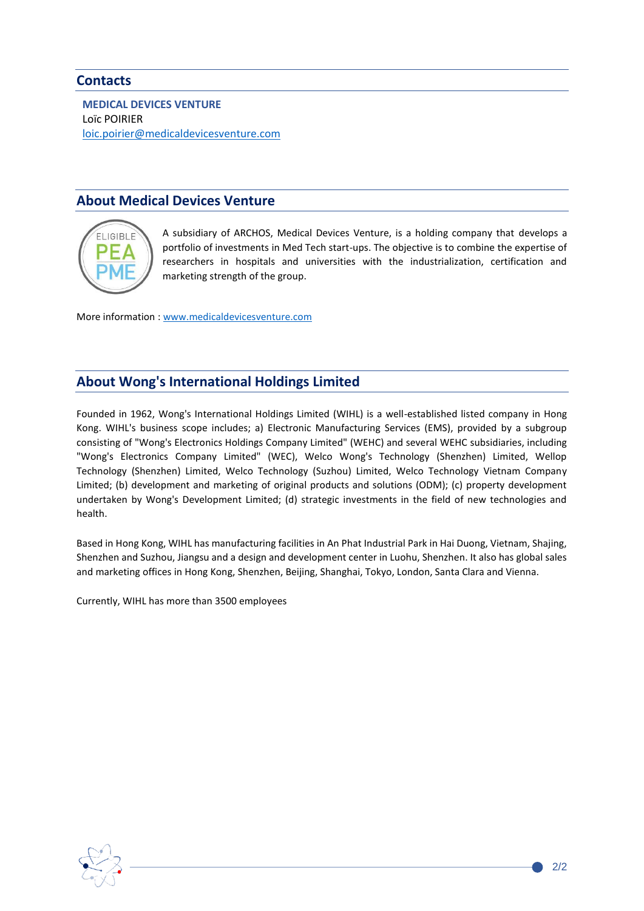## Contacts

**MEDICAL DEVICES VENTURE**
Loïc POIRIER
loic.poirier@medicaldevicesventure.com

## About Medical Devices Venture

A subsidiary of ARCHOS, Medical Devices Venture, is a holding company that develops a portfolio of investments in Med Tech start-ups. The objective is to combine the expertise of researchers in hospitals and universities with the industrialization, certification and marketing strength of the group.

More information : www.medicaldevicesventure.com

## About Wong's International Holdings Limited

Founded in 1962, Wong's International Holdings Limited (WIHL) is a well-established listed company in Hong Kong. WIHL's business scope includes; a) Electronic Manufacturing Services (EMS), provided by a subgroup consisting of "Wong's Electronics Holdings Company Limited" (WEHC) and several WEHC subsidiaries, including "Wong's Electronics Company Limited" (WEC), Welco Wong's Technology (Shenzhen) Limited, Wellop Technology (Shenzhen) Limited, Welco Technology (Suzhou) Limited, Welco Technology Vietnam Company Limited; (b) development and marketing of original products and solutions (ODM); (c) property development undertaken by Wong's Development Limited; (d) strategic investments in the field of new technologies and health.

Based in Hong Kong, WIHL has manufacturing facilities in An Phat Industrial Park in Hai Duong, Vietnam, Shajing, Shenzhen and Suzhou, Jiangsu and a design and development center in Luohu, Shenzhen. It also has global sales and marketing offices in Hong Kong, Shenzhen, Beijing, Shanghai, Tokyo, London, Santa Clara and Vienna.

Currently, WIHL has more than 3500 employees